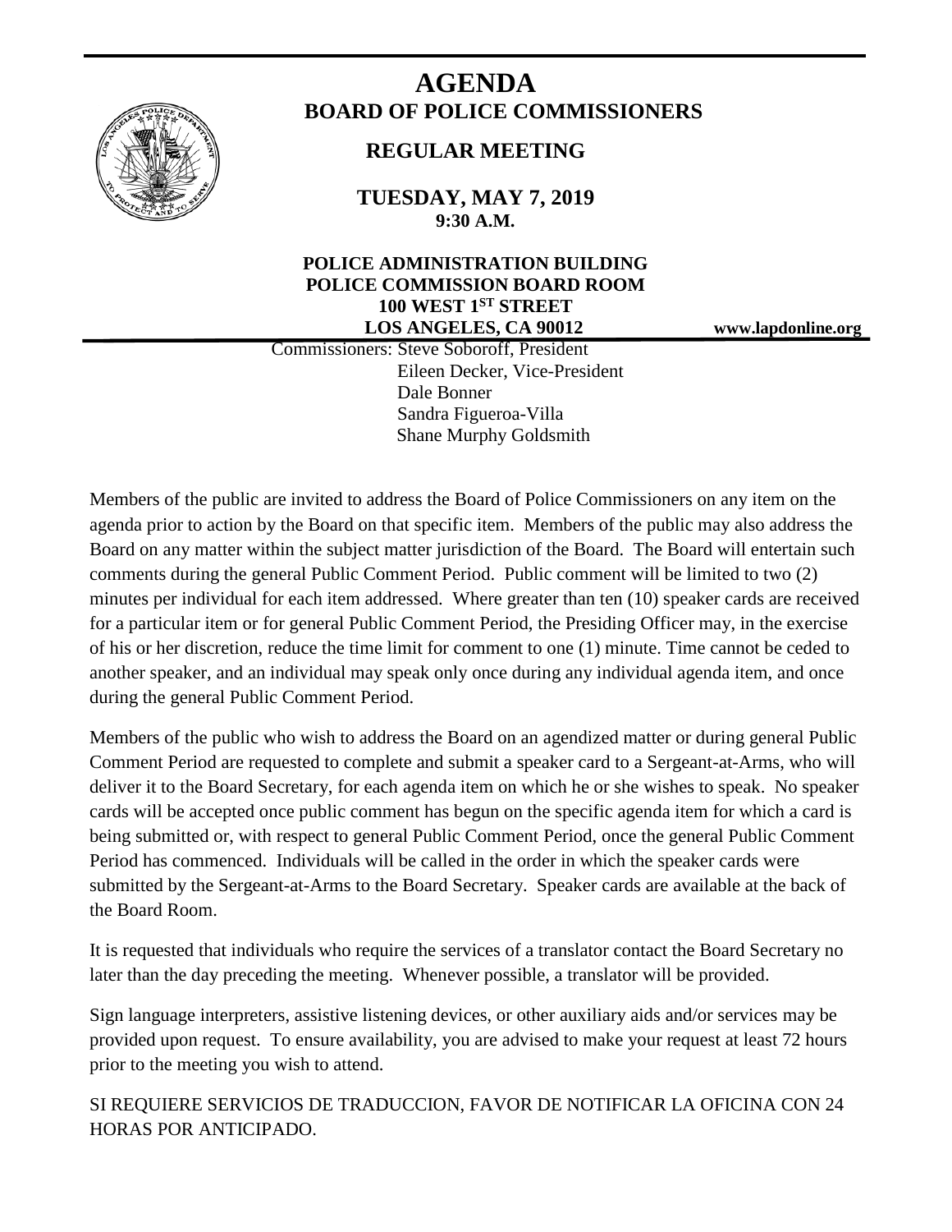# AGENDA

## BOARD OF POLICE COMMISSIONERS

### REGULAR MEETING

**TUESDAY, MAY 7, 2019**
**9:30 A.M.**

**POLICE ADMINISTRATION BUILDING**
**POLICE COMMISSION BOARD ROOM**
**100 WEST 1ST STREET**
**LOS ANGELES, CA 90012**

**www.lapdonline.org**

Commissioners: Steve Soboroff, President
Eileen Decker, Vice-President
Dale Bonner
Sandra Figueroa-Villa
Shane Murphy Goldsmith

Members of the public are invited to address the Board of Police Commissioners on any item on the agenda prior to action by the Board on that specific item. Members of the public may also address the Board on any matter within the subject matter jurisdiction of the Board. The Board will entertain such comments during the general Public Comment Period. Public comment will be limited to two (2) minutes per individual for each item addressed. Where greater than ten (10) speaker cards are received for a particular item or for general Public Comment Period, the Presiding Officer may, in the exercise of his or her discretion, reduce the time limit for comment to one (1) minute. Time cannot be ceded to another speaker, and an individual may speak only once during any individual agenda item, and once during the general Public Comment Period.

Members of the public who wish to address the Board on an agendized matter or during general Public Comment Period are requested to complete and submit a speaker card to a Sergeant-at-Arms, who will deliver it to the Board Secretary, for each agenda item on which he or she wishes to speak. No speaker cards will be accepted once public comment has begun on the specific agenda item for which a card is being submitted or, with respect to general Public Comment Period, once the general Public Comment Period has commenced. Individuals will be called in the order in which the speaker cards were submitted by the Sergeant-at-Arms to the Board Secretary. Speaker cards are available at the back of the Board Room.

It is requested that individuals who require the services of a translator contact the Board Secretary no later than the day preceding the meeting. Whenever possible, a translator will be provided.

Sign language interpreters, assistive listening devices, or other auxiliary aids and/or services may be provided upon request. To ensure availability, you are advised to make your request at least 72 hours prior to the meeting you wish to attend.

SI REQUIERE SERVICIOS DE TRADUCCION, FAVOR DE NOTIFICAR LA OFICINA CON 24 HORAS POR ANTICIPADO.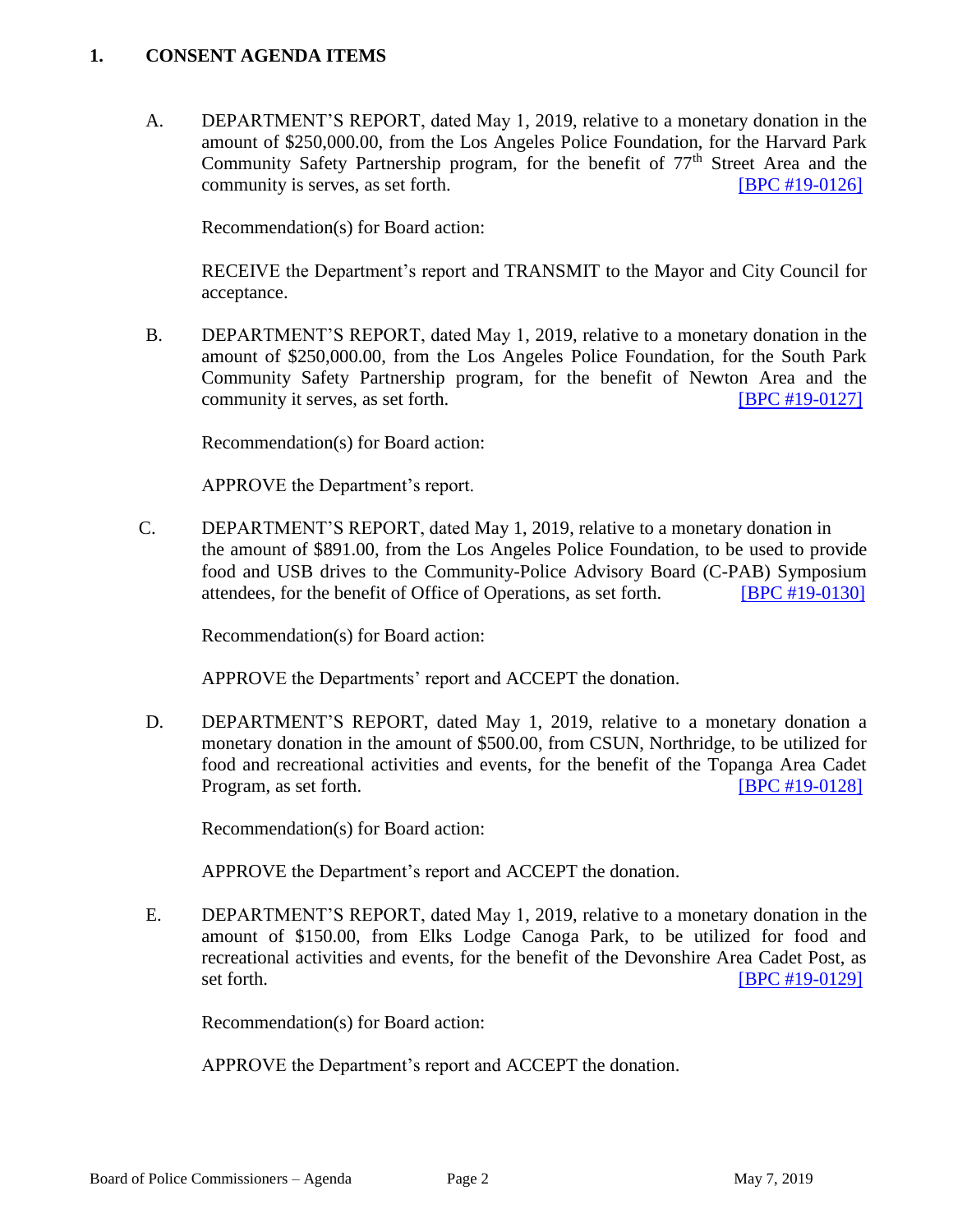## 1. CONSENT AGENDA ITEMS

A. DEPARTMENT'S REPORT, dated May 1, 2019, relative to a monetary donation in the amount of $250,000.00, from the Los Angeles Police Foundation, for the Harvard Park Community Safety Partnership program, for the benefit of 77th Street Area and the community is serves, as set forth. [BPC #19-0126]

Recommendation(s) for Board action:

RECEIVE the Department's report and TRANSMIT to the Mayor and City Council for acceptance.

B. DEPARTMENT'S REPORT, dated May 1, 2019, relative to a monetary donation in the amount of $250,000.00, from the Los Angeles Police Foundation, for the South Park Community Safety Partnership program, for the benefit of Newton Area and the community it serves, as set forth. [BPC #19-0127]

Recommendation(s) for Board action:

APPROVE the Department's report.

C. DEPARTMENT'S REPORT, dated May 1, 2019, relative to a monetary donation in the amount of $891.00, from the Los Angeles Police Foundation, to be used to provide food and USB drives to the Community-Police Advisory Board (C-PAB) Symposium attendees, for the benefit of Office of Operations, as set forth. [BPC #19-0130]

Recommendation(s) for Board action:

APPROVE the Departments' report and ACCEPT the donation.

D. DEPARTMENT'S REPORT, dated May 1, 2019, relative to a monetary donation a monetary donation in the amount of $500.00, from CSUN, Northridge, to be utilized for food and recreational activities and events, for the benefit of the Topanga Area Cadet Program, as set forth. [BPC #19-0128]

Recommendation(s) for Board action:

APPROVE the Department's report and ACCEPT the donation.

E. DEPARTMENT'S REPORT, dated May 1, 2019, relative to a monetary donation in the amount of $150.00, from Elks Lodge Canoga Park, to be utilized for food and recreational activities and events, for the benefit of the Devonshire Area Cadet Post, as set forth. [BPC #19-0129]

Recommendation(s) for Board action:

APPROVE the Department's report and ACCEPT the donation.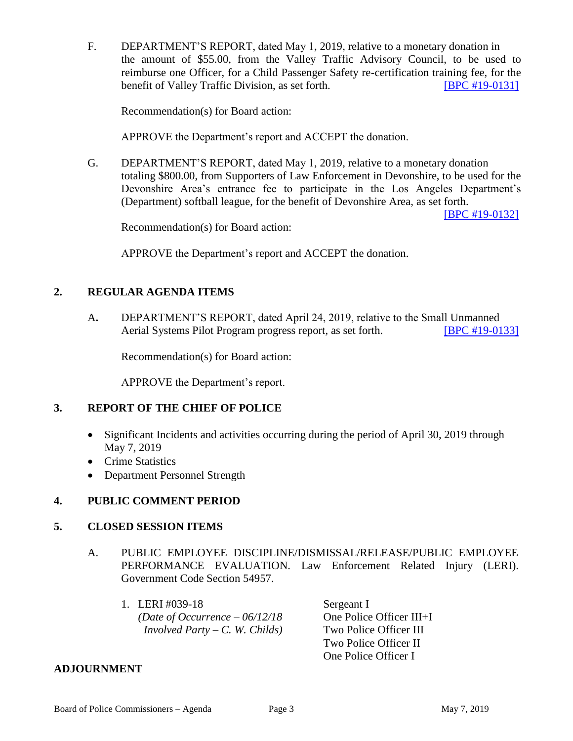F. DEPARTMENT'S REPORT, dated May 1, 2019, relative to a monetary donation in the amount of $55.00, from the Valley Traffic Advisory Council, to be used to reimburse one Officer, for a Child Passenger Safety re-certification training fee, for the benefit of Valley Traffic Division, as set forth. [BPC #19-0131]

Recommendation(s) for Board action:

APPROVE the Department's report and ACCEPT the donation.

G. DEPARTMENT'S REPORT, dated May 1, 2019, relative to a monetary donation totaling $800.00, from Supporters of Law Enforcement in Devonshire, to be used for the Devonshire Area's entrance fee to participate in the Los Angeles Department's (Department) softball league, for the benefit of Devonshire Area, as set forth. [BPC #19-0132]

Recommendation(s) for Board action:

APPROVE the Department's report and ACCEPT the donation.

## 2. REGULAR AGENDA ITEMS

A. DEPARTMENT'S REPORT, dated April 24, 2019, relative to the Small Unmanned Aerial Systems Pilot Program progress report, as set forth. [BPC #19-0133]

Recommendation(s) for Board action:

APPROVE the Department's report.

## 3. REPORT OF THE CHIEF OF POLICE

- Significant Incidents and activities occurring during the period of April 30, 2019 through May 7, 2019
- Crime Statistics
- Department Personnel Strength

## 4. PUBLIC COMMENT PERIOD

## 5. CLOSED SESSION ITEMS

A. PUBLIC EMPLOYEE DISCIPLINE/DISMISSAL/RELEASE/PUBLIC EMPLOYEE PERFORMANCE EVALUATION. Law Enforcement Related Injury (LERI). Government Code Section 54957.

1. LERI #039-18
   *(Date of Occurrence – 06/12/18*
   *Involved Party – C. W. Childs)*

   Sergeant I
   One Police Officer III+I
   Two Police Officer III
   Two Police Officer II
   One Police Officer I

## ADJOURNMENT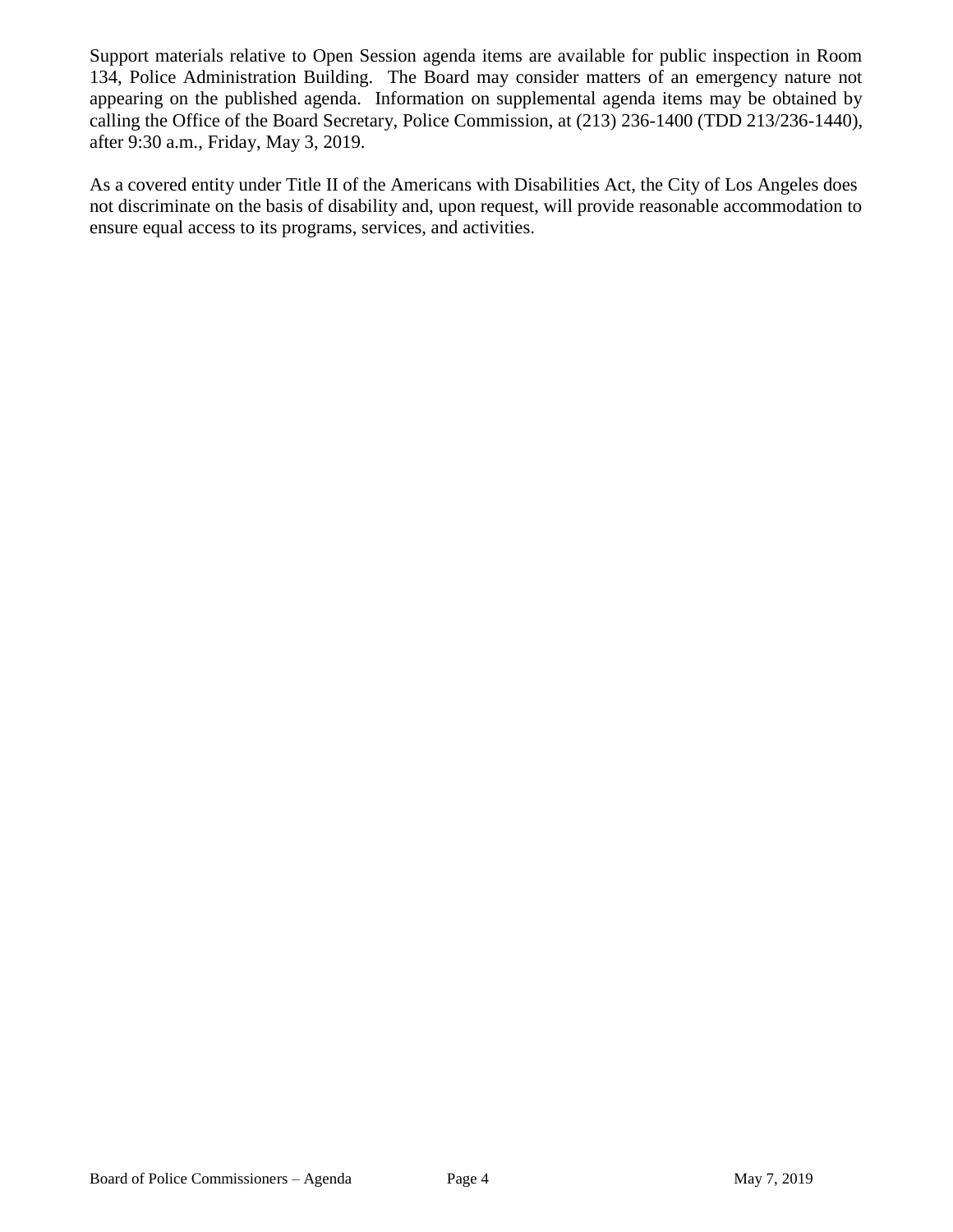Support materials relative to Open Session agenda items are available for public inspection in Room 134, Police Administration Building. The Board may consider matters of an emergency nature not appearing on the published agenda. Information on supplemental agenda items may be obtained by calling the Office of the Board Secretary, Police Commission, at (213) 236-1400 (TDD 213/236-1440), after 9:30 a.m., Friday, May 3, 2019.

As a covered entity under Title II of the Americans with Disabilities Act, the City of Los Angeles does not discriminate on the basis of disability and, upon request, will provide reasonable accommodation to ensure equal access to its programs, services, and activities.